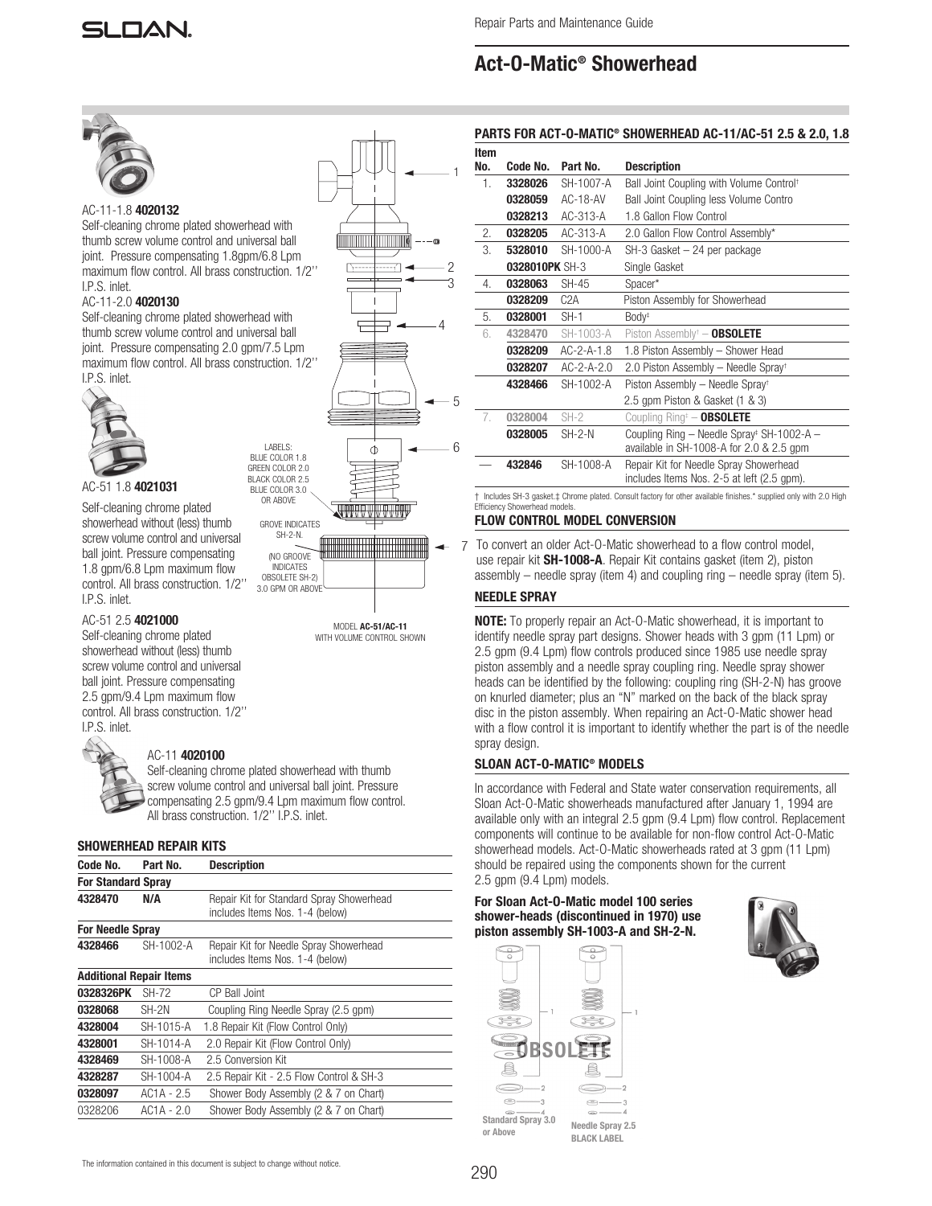# Act-O-Matic® Showerhead

Repair Parts and Maintenance Guide

AC-11-1.8 **4020132**

Self-cleaning chrome plated showerhead with thumb screw volume control and universal ball joint. Pressure compensating 1.8gpm/6.8 Lpm maximum flow control. All brass construction. 1/2'' I.P.S. inlet.

AC-11-2.0 **4020130**

Self-cleaning chrome plated showerhead with thumb screw volume control and universal ball joint. Pressure compensating 2.0 gpm/7.5 Lpm maximum flow control. All brass construction. 1/2'' I.P.S. inlet.

AC-51 1.8 **4021031**

Self-cleaning chrome plated showerhead without (less) thumb screw volume control and universal ball joint. Pressure compensating 1.8 gpm/6.8 Lpm maximum flow control. All brass construction. 1/2'' I.P.S. inlet.

AC-51 2.5 **4021000**

Self-cleaning chrome plated showerhead without (less) thumb screw volume control and universal ball joint. Pressure compensating 2.5 gpm/9.4 Lpm maximum flow control. All brass construction. 1/2'' I.P.S. inlet.

AC-11 **4020100**

Self-cleaning chrome plated showerhead with thumb screw volume control and universal ball joint. Pressure compensating 2.5 gpm/9.4 Lpm maximum flow control. All brass construction. 1/2'' I.P.S. inlet.

LABELS: BLUE COLOR 1.8, GREEN COLOR 2.0, BLACK COLOR 2.5, BLUE COLOR 3.0 OR ABOVE

GROVE INDICATES SH-2-N. (NO GROOVE INDICATES OBSOLETE SH-2) 3.0 GPM OR ABOVE

MODEL **AC-51/AC-11** WITH VOLUME CONTROL SHOWN

### SHOWERHEAD REPAIR KITS

| Code No. | Part No. | Description |
|---|---|---|
| **For Standard Spray** | | |
| **4328470** | **N/A** | Repair Kit for Standard Spray Showerhead includes Items Nos. 1-4 (below) |
| **For Needle Spray** | | |
| **4328466** | SH-1002-A | Repair Kit for Needle Spray Showerhead includes Items Nos. 1-4 (below) |
| **Additional Repair Items** | | |
| **0328326PK** | SH-72 | CP Ball Joint |
| **0328068** | SH-2N | Coupling Ring Needle Spray (2.5 gpm) |
| **4328004** | SH-1015-A | 1.8 Repair Kit (Flow Control Only) |
| **4328001** | SH-1014-A | 2.0 Repair Kit (Flow Control Only) |
| **4328469** | SH-1008-A | 2.5 Conversion Kit |
| **4328287** | SH-1004-A | 2.5 Repair Kit - 2.5 Flow Control & SH-3 |
| **0328097** | AC1A - 2.5 | Shower Body Assembly (2 & 7 on Chart) |
| 0328206 | AC1A - 2.0 | Shower Body Assembly (2 & 7 on Chart) |

### PARTS FOR ACT-O-MATIC® SHOWERHEAD AC-11/AC-51 2.5 & 2.0, 1.8

| Item No. | Code No. | Part No. | Description |
|---|---|---|---|
| 1. | **3328026** | SH-1007-A | Ball Joint Coupling with Volume Control† |
| | **0328059** | AC-18-AV | Ball Joint Coupling less Volume Contro |
| | **0328213** | AC-313-A | 1.8 Gallon Flow Control |
| 2. | **0328205** | AC-313-A | 2.0 Gallon Flow Control Assembly* |
| 3. | **5328010** | SH-1000-A | SH-3 Gasket – 24 per package |
| | **0328010PK** | SH-3 | Single Gasket |
| 4. | **0328063** | SH-45 | Spacer* |
| | **0328209** | C2A | Piston Assembly for Showerhead |
| 5. | **0328001** | SH-1 | Body‡ |
| 6. | **4328470** | SH-1003-A | Piston Assembly† – **OBSOLETE** |
| | **0328209** | AC-2-A-1.8 | 1.8 Piston Assembly – Shower Head |
| | **0328207** | AC-2-A-2.0 | 2.0 Piston Assembly – Needle Spray† |
| | **4328466** | SH-1002-A | Piston Assembly – Needle Spray† 2.5 gpm Piston & Gasket (1 & 3) |
| 7. | **0328004** | SH-2 | Coupling Ring‡ – **OBSOLETE** |
| | **0328005** | SH-2-N | Coupling Ring – Needle Spray‡ SH-1002-A – available in SH-1008-A for 2.0 & 2.5 gpm |
| — | **432846** | SH-1008-A | Repair Kit for Needle Spray Showerhead includes Items Nos. 2-5 at left (2.5 gpm). |

† Includes SH-3 gasket.‡ Chrome plated. Consult factory for other available finishes.* supplied only with 2.0 High Efficiency Showerhead models.

### FLOW CONTROL MODEL CONVERSION

To convert an older Act-O-Matic showerhead to a flow control model, use repair kit **SH-1008-A**. Repair Kit contains gasket (item 2), piston assembly – needle spray (item 4) and coupling ring – needle spray (item 5).

### NEEDLE SPRAY

**NOTE:** To properly repair an Act-O-Matic showerhead, it is important to identify needle spray part designs. Shower heads with 3 gpm (11 Lpm) or 2.5 gpm (9.4 Lpm) flow controls produced since 1985 use needle spray piston assembly and a needle spray coupling ring. Needle spray shower heads can be identified by the following: coupling ring (SH-2-N) has groove on knurled diameter; plus an "N" marked on the back of the black spray disc in the piston assembly. When repairing an Act-O-Matic shower head with a flow control it is important to identify whether the part is of the needle spray design.

### SLOAN ACT-O-MATIC® MODELS

In accordance with Federal and State water conservation requirements, all Sloan Act-O-Matic showerheads manufactured after January 1, 1994 are available only with an integral 2.5 gpm (9.4 Lpm) flow control. Replacement components will continue to be available for non-flow control Act-O-Matic showerhead models. Act-O-Matic showerheads rated at 3 gpm (11 Lpm) should be repaired using the components shown for the current 2.5 gpm (9.4 Lpm) models.

**For Sloan Act-O-Matic model 100 series shower-heads (discontinued in 1970) use piston assembly SH-1003-A and SH-2-N.**

OBSOLETE

**Standard Spray 3.0 or Above**

**Needle Spray 2.5 BLACK LABEL**

The information contained in this document is subject to change without notice.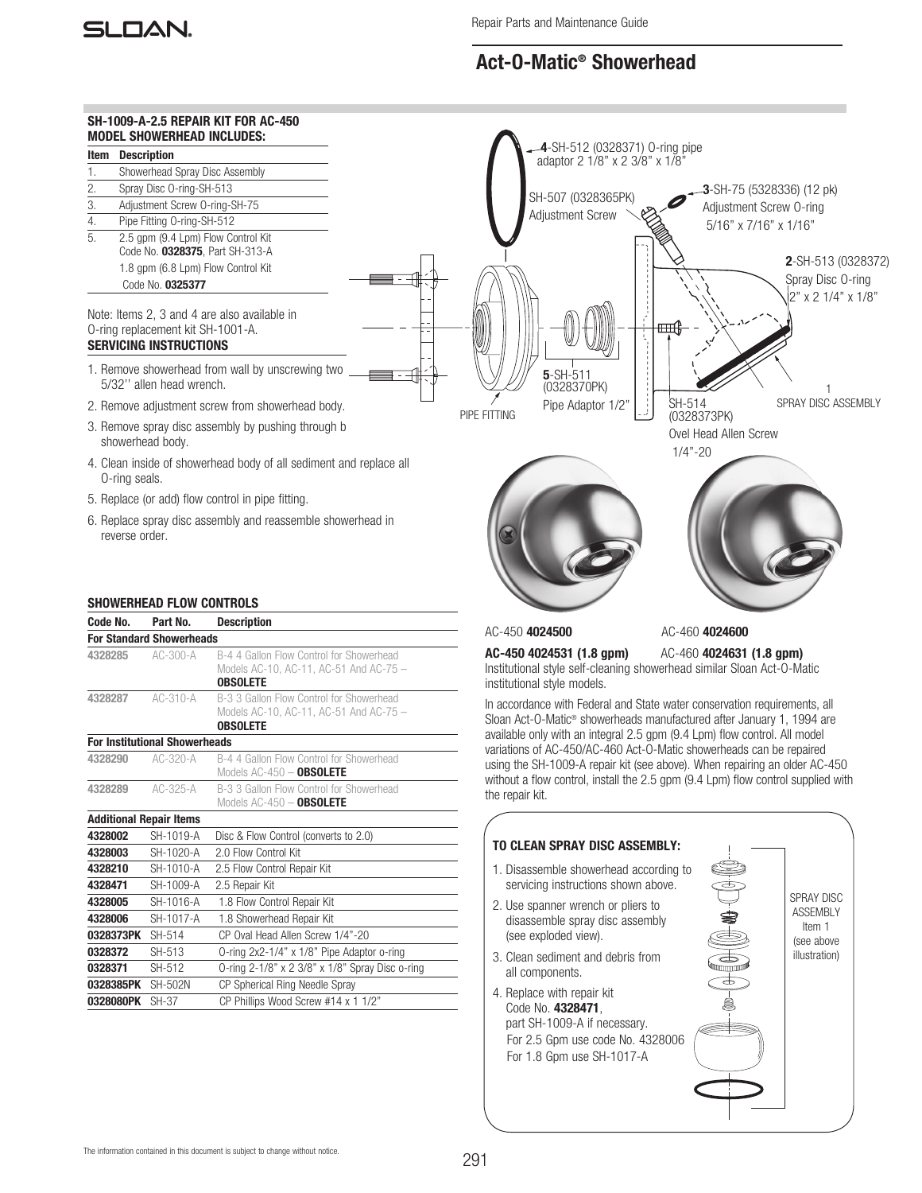Repair Parts and Maintenance Guide

# Act-O-Matic® Showerhead

### SH-1009-A-2.5 REPAIR KIT FOR AC-450 MODEL SHOWERHEAD INCLUDES:

| Item | Description |
|---|---|
| 1. | Showerhead Spray Disc Assembly |
| 2. | Spray Disc O-ring-SH-513 |
| 3. | Adjustment Screw O-ring-SH-75 |
| 4. | Pipe Fitting O-ring-SH-512 |
| 5. | 2.5 gpm (9.4 Lpm) Flow Control Kit Code No. **0328375**, Part SH-313-A<br>1.8 gpm (6.8 Lpm) Flow Control Kit Code No. **0325377** |

Note: Items 2, 3 and 4 are also available in O-ring replacement kit SH-1001-A.

### SERVICING INSTRUCTIONS

1. Remove showerhead from wall by unscrewing two 5/32'' allen head wrench.
2. Remove adjustment screw from showerhead body.
3. Remove spray disc assembly by pushing through b showerhead body.
4. Clean inside of showerhead body of all sediment and replace all O-ring seals.
5. Replace (or add) flow control in pipe fitting.
6. Replace spray disc assembly and reassemble showerhead in reverse order.

**4**-SH-512 (0328371) O-ring pipe adaptor 2 1/8" x 2 3/8" x 1/8"

SH-507 (0328365PK) Adjustment Screw

**3**-SH-75 (5328336) (12 pk) Adjustment Screw O-ring 5/16" x 7/16" x 1/16"

**2**-SH-513 (0328372) Spray Disc O-ring 2" x 2 1/4" x 1/8"

**5**-SH-511 (0328370PK) Pipe Adaptor 1/2"

PIPE FITTING

SH-514 (0328373PK) Ovel Head Allen Screw 1/4"-20

1 SPRAY DISC ASSEMBLY

### SHOWERHEAD FLOW CONTROLS

| Code No. | Part No. | Description |
|---|---|---|
| **For Standard Showerheads** | | |
| 4328285 | AC-300-A | B-4 4 Gallon Flow Control for Showerhead Models AC-10, AC-11, AC-51 And AC-75 – **OBSOLETE** |
| 4328287 | AC-310-A | B-3 3 Gallon Flow Control for Showerhead Models AC-10, AC-11, AC-51 And AC-75 – **OBSOLETE** |
| **For Institutional Showerheads** | | |
| 4328290 | AC-320-A | B-4 4 Gallon Flow Control for Showerhead Models AC-450 – **OBSOLETE** |
| 4328289 | AC-325-A | B-3 3 Gallon Flow Control for Showerhead Models AC-450 – **OBSOLETE** |
| **Additional Repair Items** | | |
| **4328002** | SH-1019-A | Disc & Flow Control (converts to 2.0) |
| **4328003** | SH-1020-A | 2.0 Flow Control Kit |
| **4328210** | SH-1010-A | 2.5 Flow Control Repair Kit |
| **4328471** | SH-1009-A | 2.5 Repair Kit |
| **4328005** | SH-1016-A | 1.8 Flow Control Repair Kit |
| **4328006** | SH-1017-A | 1.8 Showerhead Repair Kit |
| **0328373PK** | SH-514 | CP Oval Head Allen Screw 1/4"-20 |
| **0328372** | SH-513 | O-ring 2x2-1/4" x 1/8" Pipe Adaptor o-ring |
| **0328371** | SH-512 | O-ring 2-1/8" x 2 3/8" x 1/8" Spray Disc o-ring |
| **0328385PK** | SH-502N | CP Spherical Ring Needle Spray |
| **0328080PK** | SH-37 | CP Phillips Wood Screw #14 x 1 1/2" |

AC-450 **4024500** AC-460 **4024600**

**AC-450 4024531 (1.8 gpm)** AC-460 **4024631 (1.8 gpm)**

Institutional style self-cleaning showerhead similar Sloan Act-O-Matic institutional style models.

In accordance with Federal and State water conservation requirements, all Sloan Act-O-Matic® showerheads manufactured after January 1, 1994 are available only with an integral 2.5 gpm (9.4 Lpm) flow control. All model variations of AC-450/AC-460 Act-O-Matic showerheads can be repaired using the SH-1009-A repair kit (see above). When repairing an older AC-450 without a flow control, install the 2.5 gpm (9.4 Lpm) flow control supplied with the repair kit.

### TO CLEAN SPRAY DISC ASSEMBLY:

1. Disassemble showerhead according to servicing instructions shown above.
2. Use spanner wrench or pliers to disassemble spray disc assembly (see exploded view).
3. Clean sediment and debris from all components.
4. Replace with repair kit Code No. **4328471**, part SH-1009-A if necessary. For 2.5 Gpm use code No. 4328006 For 1.8 Gpm use SH-1017-A

SPRAY DISC ASSEMBLY Item 1 (see above illustration)

The information contained in this document is subject to change without notice.